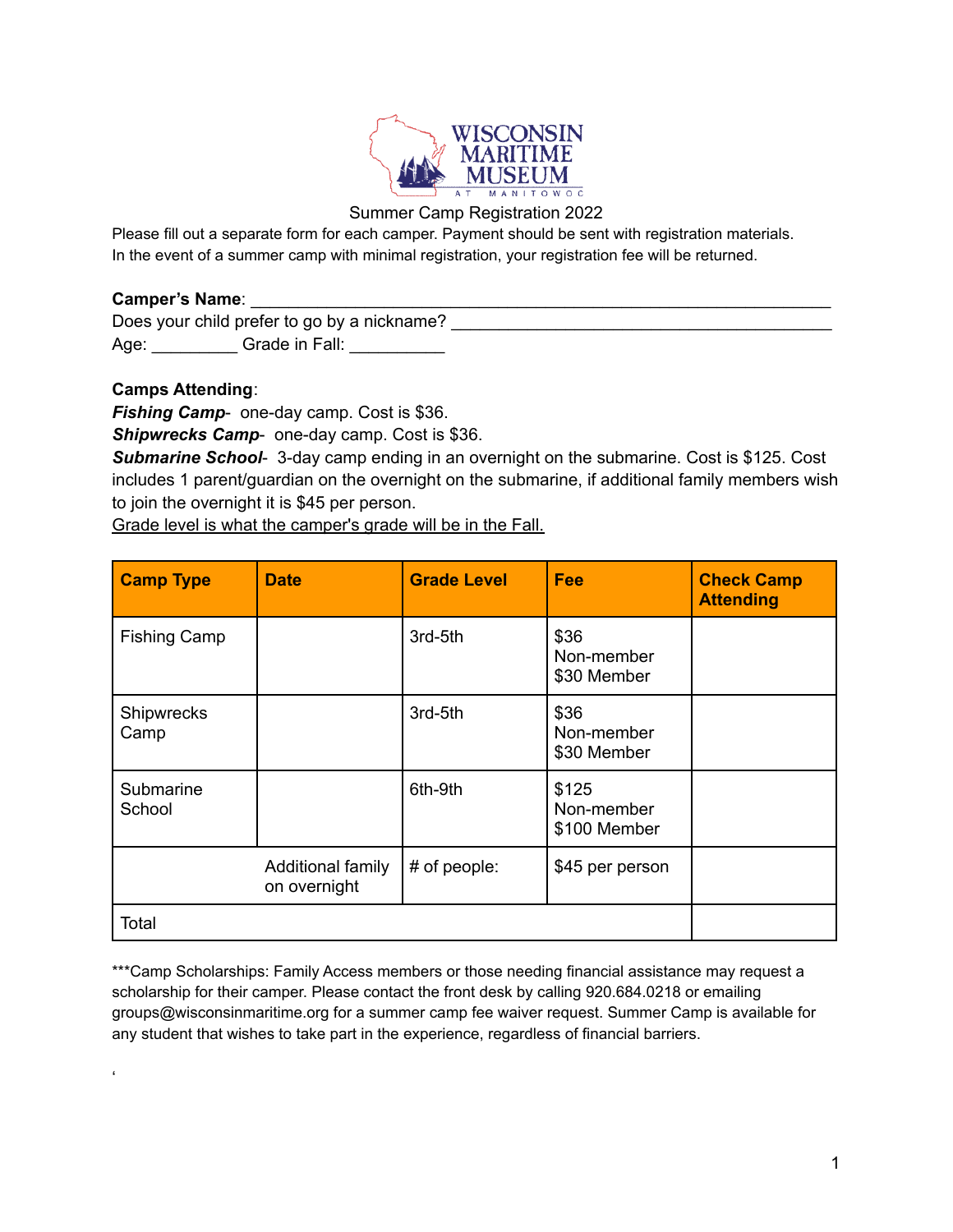# WISCONSIN MARITIME MUSEUM

AT MANITOWOC

Summer Camp Registration 2022

Please fill out a separate form for each camper. Payment should be sent with registration materials. In the event of a summer camp with minimal registration, your registration fee will be returned.

**Camper's Name**: ____________________________________________

Does your child prefer to go by a nickname? ____________________________

Age: _________ Grade in Fall: __________

**Camps Attending**:

***Fishing Camp***- one-day camp. Cost is $36.

***Shipwrecks Camp***- one-day camp. Cost is $36.

***Submarine School***- 3-day camp ending in an overnight on the submarine. Cost is $125. Cost includes 1 parent/guardian on the overnight on the submarine, if additional family members wish to join the overnight it is $45 per person.

<u>Grade level is what the camper's grade will be in the Fall.</u>

| Camp Type | Date | Grade Level | Fee | Check Camp Attending |
|---|---|---|---|---|
| Fishing Camp | | 3rd-5th | $36 Non-member $30 Member | |
| Shipwrecks Camp | | 3rd-5th | $36 Non-member $30 Member | |
| Submarine School | | 6th-9th | $125 Non-member $100 Member | |
| | Additional family on overnight | # of people: | $45 per person | |
| Total | | | | |

***Camp Scholarships: Family Access members or those needing financial assistance may request a scholarship for their camper. Please contact the front desk by calling 920.684.0218 or emailing groups@wisconsinmaritime.org for a summer camp fee waiver request. Summer Camp is available for any student that wishes to take part in the experience, regardless of financial barriers.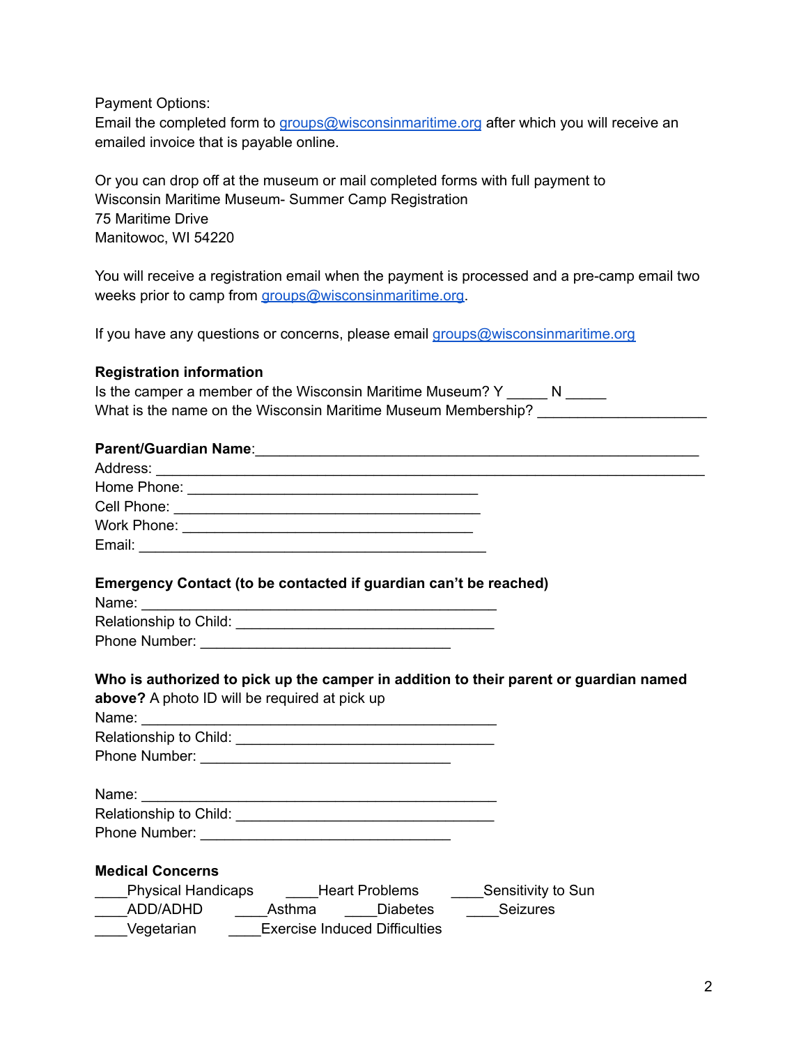Payment Options:
Email the completed form to groups@wisconsinmaritime.org after which you will receive an emailed invoice that is payable online.

Or you can drop off at the museum or mail completed forms with full payment to
Wisconsin Maritime Museum- Summer Camp Registration
75 Maritime Drive
Manitowoc, WI 54220

You will receive a registration email when the payment is processed and a pre-camp email two weeks prior to camp from groups@wisconsinmaritime.org.

If you have any questions or concerns, please email groups@wisconsinmaritime.org

**Registration information**
Is the camper a member of the Wisconsin Maritime Museum? Y _____ N _____
What is the name on the Wisconsin Maritime Museum Membership? ____________________

**Parent/Guardian Name**:____________________________________________________
Address: ____________________________________________________________
Home Phone: ___________________________________
Cell Phone: ____________________________________
Work Phone: ___________________________________
Email: __________________________________________

**Emergency Contact (to be contacted if guardian can't be reached)**
Name: ____________________________________________
Relationship to Child: ________________________________
Phone Number: _______________________________

**Who is authorized to pick up the camper in addition to their parent or guardian named above?** A photo ID will be required at pick up
Name: ____________________________________________
Relationship to Child: ________________________________
Phone Number: _______________________________

Name: ____________________________________________
Relationship to Child: ________________________________
Phone Number: _______________________________

**Medical Concerns**
____Physical Handicaps ____Heart Problems ____Sensitivity to Sun
____ADD/ADHD ____Asthma ____Diabetes ____Seizures
____Vegetarian ____Exercise Induced Difficulties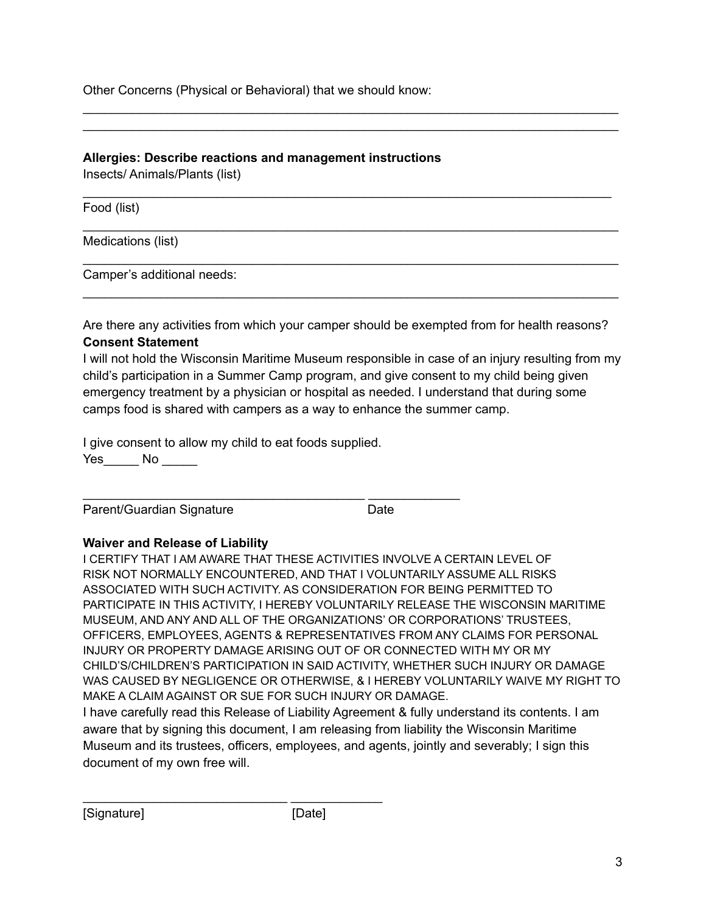Other Concerns (Physical or Behavioral) that we should know:

_______________________________________________________________________________
_______________________________________________________________________________

**Allergies: Describe reactions and management instructions**

Insects/ Animals/Plants (list)

______________________________________________________________________________

Food (list)

_______________________________________________________________________________

Medications (list)

_______________________________________________________________________________

Camper's additional needs:

_______________________________________________________________________________

Are there any activities from which your camper should be exempted from for health reasons?

**Consent Statement**

I will not hold the Wisconsin Maritime Museum responsible in case of an injury resulting from my child's participation in a Summer Camp program, and give consent to my child being given emergency treatment by a physician or hospital as needed. I understand that during some camps food is shared with campers as a way to enhance the summer camp.

I give consent to allow my child to eat foods supplied.

Yes_____ No _____

_________________________________________ _____________

Parent/Guardian Signature Date

**Waiver and Release of Liability**

I CERTIFY THAT I AM AWARE THAT THESE ACTIVITIES INVOLVE A CERTAIN LEVEL OF RISK NOT NORMALLY ENCOUNTERED, AND THAT I VOLUNTARILY ASSUME ALL RISKS ASSOCIATED WITH SUCH ACTIVITY. AS CONSIDERATION FOR BEING PERMITTED TO PARTICIPATE IN THIS ACTIVITY, I HEREBY VOLUNTARILY RELEASE THE WISCONSIN MARITIME MUSEUM, AND ANY AND ALL OF THE ORGANIZATIONS' OR CORPORATIONS' TRUSTEES, OFFICERS, EMPLOYEES, AGENTS & REPRESENTATIVES FROM ANY CLAIMS FOR PERSONAL INJURY OR PROPERTY DAMAGE ARISING OUT OF OR CONNECTED WITH MY OR MY CHILD'S/CHILDREN'S PARTICIPATION IN SAID ACTIVITY, WHETHER SUCH INJURY OR DAMAGE WAS CAUSED BY NEGLIGENCE OR OTHERWISE, & I HEREBY VOLUNTARILY WAIVE MY RIGHT TO MAKE A CLAIM AGAINST OR SUE FOR SUCH INJURY OR DAMAGE.

I have carefully read this Release of Liability Agreement & fully understand its contents. I am aware that by signing this document, I am releasing from liability the Wisconsin Maritime Museum and its trustees, officers, employees, and agents, jointly and severably; I sign this document of my own free will.

_____________________________ _____________

[Signature] [Date]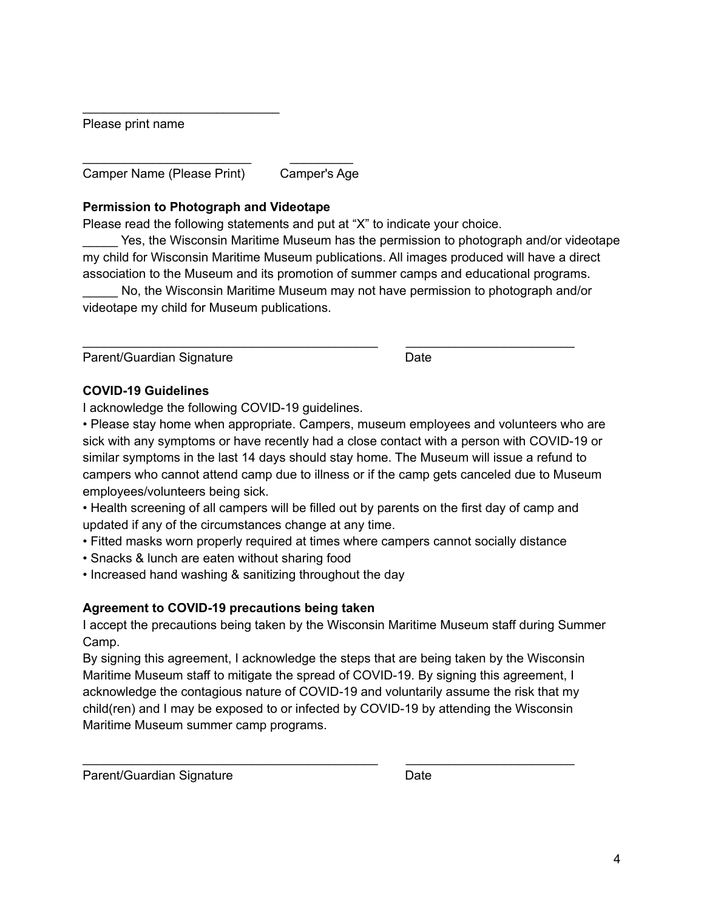____________________________
Please print name

________________________ _________
Camper Name (Please Print) Camper's Age

**Permission to Photograph and Videotape**

Please read the following statements and put at "X" to indicate your choice.

_____ Yes, the Wisconsin Maritime Museum has the permission to photograph and/or videotape my child for Wisconsin Maritime Museum publications. All images produced will have a direct association to the Museum and its promotion of summer camps and educational programs.

_____ No, the Wisconsin Maritime Museum may not have permission to photograph and/or videotape my child for Museum publications.

__________________________________________ ________________________
Parent/Guardian Signature Date

**COVID-19 Guidelines**

I acknowledge the following COVID-19 guidelines.

- Please stay home when appropriate. Campers, museum employees and volunteers who are sick with any symptoms or have recently had a close contact with a person with COVID-19 or similar symptoms in the last 14 days should stay home. The Museum will issue a refund to campers who cannot attend camp due to illness or if the camp gets canceled due to Museum employees/volunteers being sick.
- Health screening of all campers will be filled out by parents on the first day of camp and updated if any of the circumstances change at any time.
- Fitted masks worn properly required at times where campers cannot socially distance
- Snacks & lunch are eaten without sharing food
- Increased hand washing & sanitizing throughout the day

**Agreement to COVID-19 precautions being taken**

I accept the precautions being taken by the Wisconsin Maritime Museum staff during Summer Camp.

By signing this agreement, I acknowledge the steps that are being taken by the Wisconsin Maritime Museum staff to mitigate the spread of COVID-19. By signing this agreement, I acknowledge the contagious nature of COVID-19 and voluntarily assume the risk that my child(ren) and I may be exposed to or infected by COVID-19 by attending the Wisconsin Maritime Museum summer camp programs.

__________________________________________ ________________________
Parent/Guardian Signature Date